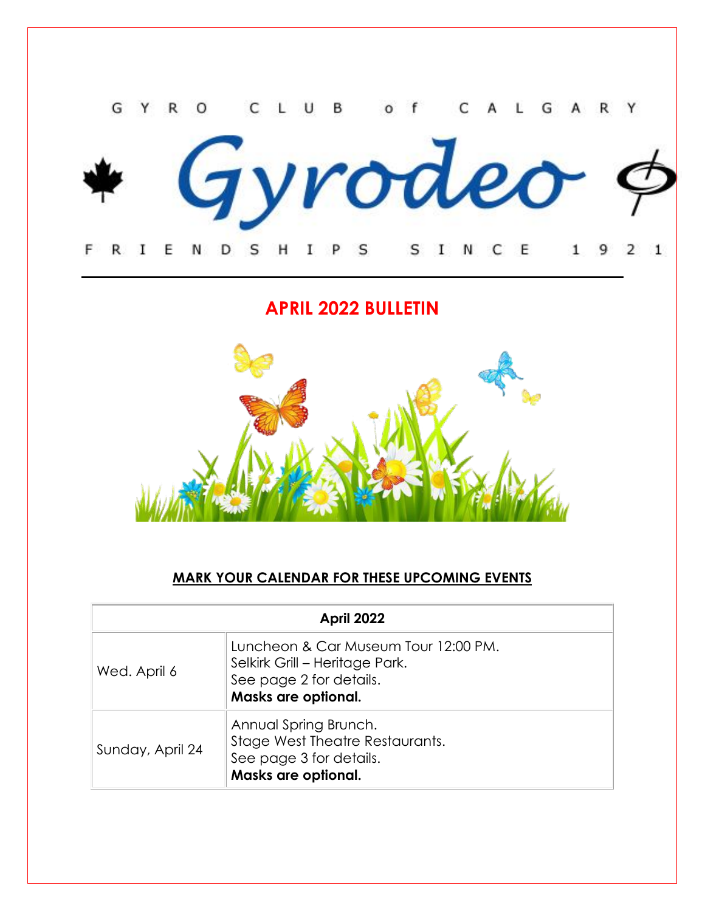GYRO CLUB of CALGARY

# Gyrodeo

FRIENDSHIPS SINCE 1921

## APRIL 2022 BULLETIN

### MARK YOUR CALENDAR FOR THESE UPCOMING EVENTS

| April 2022 | |
|---|---|
| Wed. April 6 | Luncheon & Car Museum Tour 12:00 PM.<br>Selkirk Grill – Heritage Park.<br>See page 2 for details.<br>**Masks are optional.** |
| Sunday, April 24 | Annual Spring Brunch.<br>Stage West Theatre Restaurants.<br>See page 3 for details.<br>**Masks are optional.** |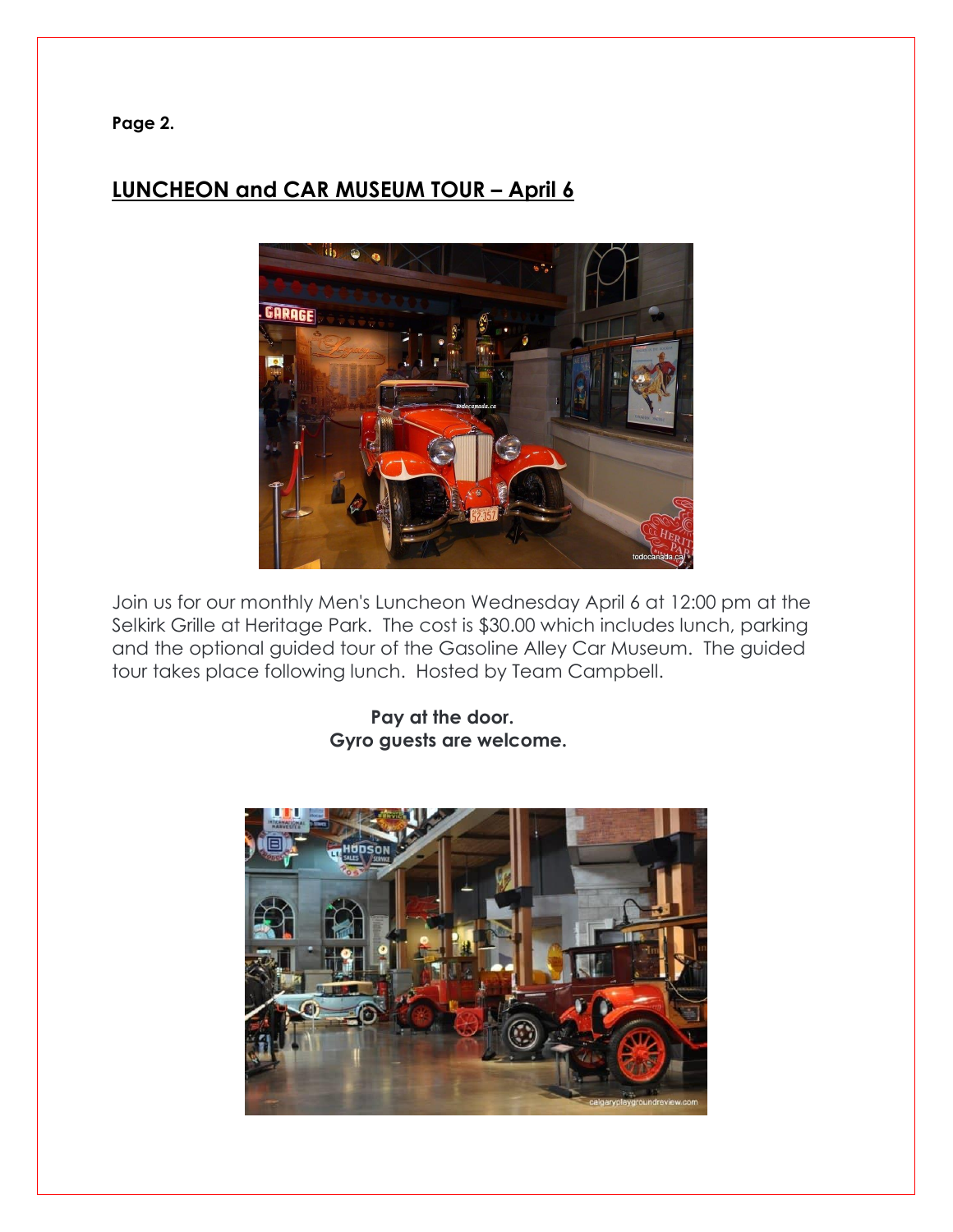Page 2.

## LUNCHEON and CAR MUSEUM TOUR – April 6

Join us for our monthly Men's Luncheon Wednesday April 6 at 12:00 pm at the Selkirk Grille at Heritage Park. The cost is $30.00 which includes lunch, parking and the optional guided tour of the Gasoline Alley Car Museum. The guided tour takes place following lunch. Hosted by Team Campbell.

**Pay at the door.**
**Gyro guests are welcome.**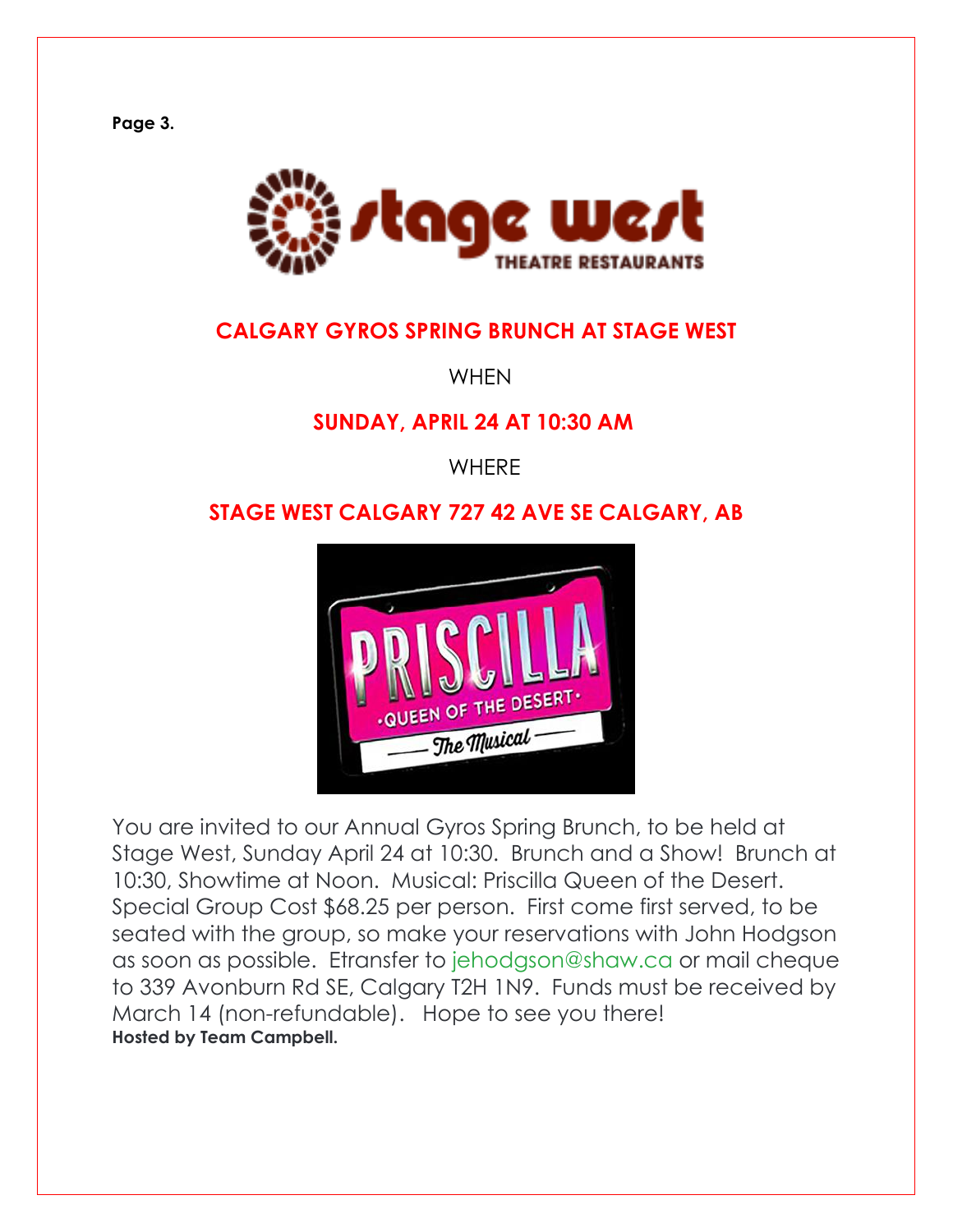**Page 3.**

## CALGARY GYROS SPRING BRUNCH AT STAGE WEST

WHEN

**SUNDAY, APRIL 24 AT 10:30 AM**

WHERE

**STAGE WEST CALGARY 727 42 AVE SE CALGARY, AB**

You are invited to our Annual Gyros Spring Brunch, to be held at Stage West, Sunday April 24 at 10:30. Brunch and a Show! Brunch at 10:30, Showtime at Noon. Musical: Priscilla Queen of the Desert. Special Group Cost $68.25 per person. First come first served, to be seated with the group, so make your reservations with John Hodgson as soon as possible. Etransfer to jehodgson@shaw.ca or mail cheque to 339 Avonburn Rd SE, Calgary T2H 1N9. Funds must be received by March 14 (non-refundable). Hope to see you there!

**Hosted by Team Campbell.**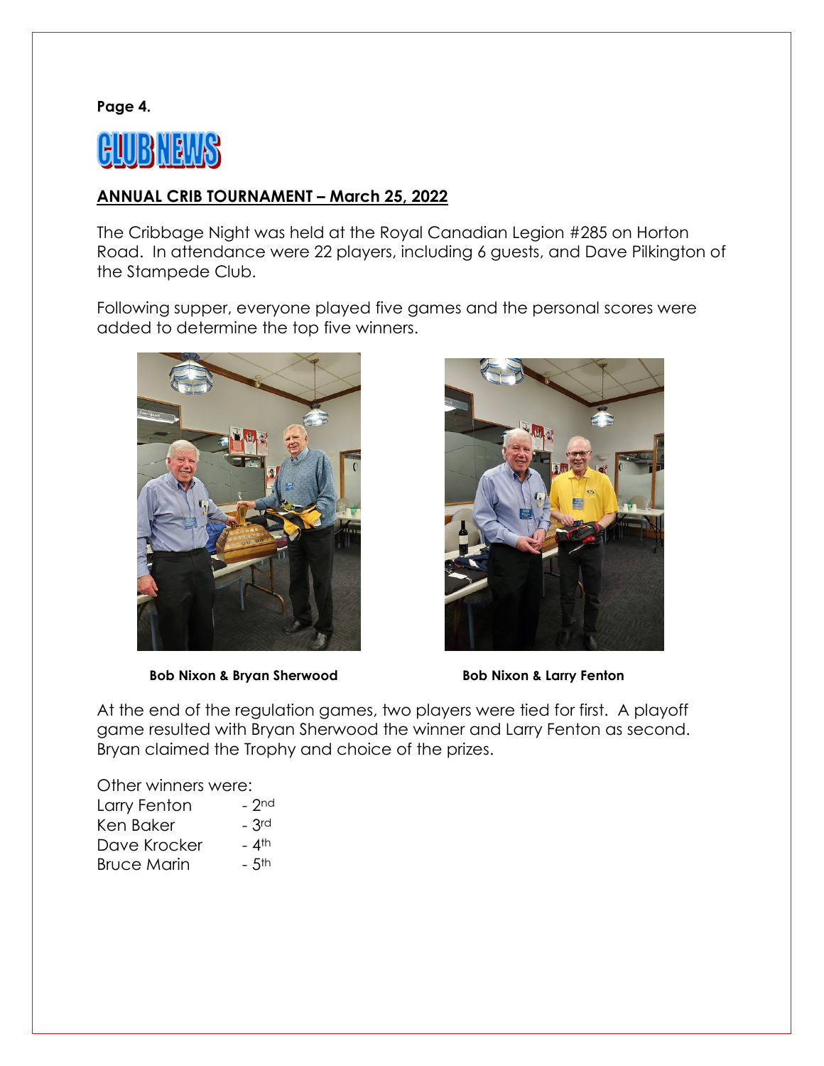# CLUB NEWS

## ANNUAL CRIB TOURNAMENT – March 25, 2022

The Cribbage Night was held at the Royal Canadian Legion #285 on Horton Road. In attendance were 22 players, including 6 guests, and Dave Pilkington of the Stampede Club.

Following supper, everyone played five games and the personal scores were added to determine the top five winners.

**Bob Nixon & Bryan Sherwood**

**Bob Nixon & Larry Fenton**

At the end of the regulation games, two players were tied for first. A playoff game resulted with Bryan Sherwood the winner and Larry Fenton as second. Bryan claimed the Trophy and choice of the prizes.

Other winners were:
Larry Fenton - 2nd
Ken Baker - 3rd
Dave Krocker - 4th
Bruce Marin - 5th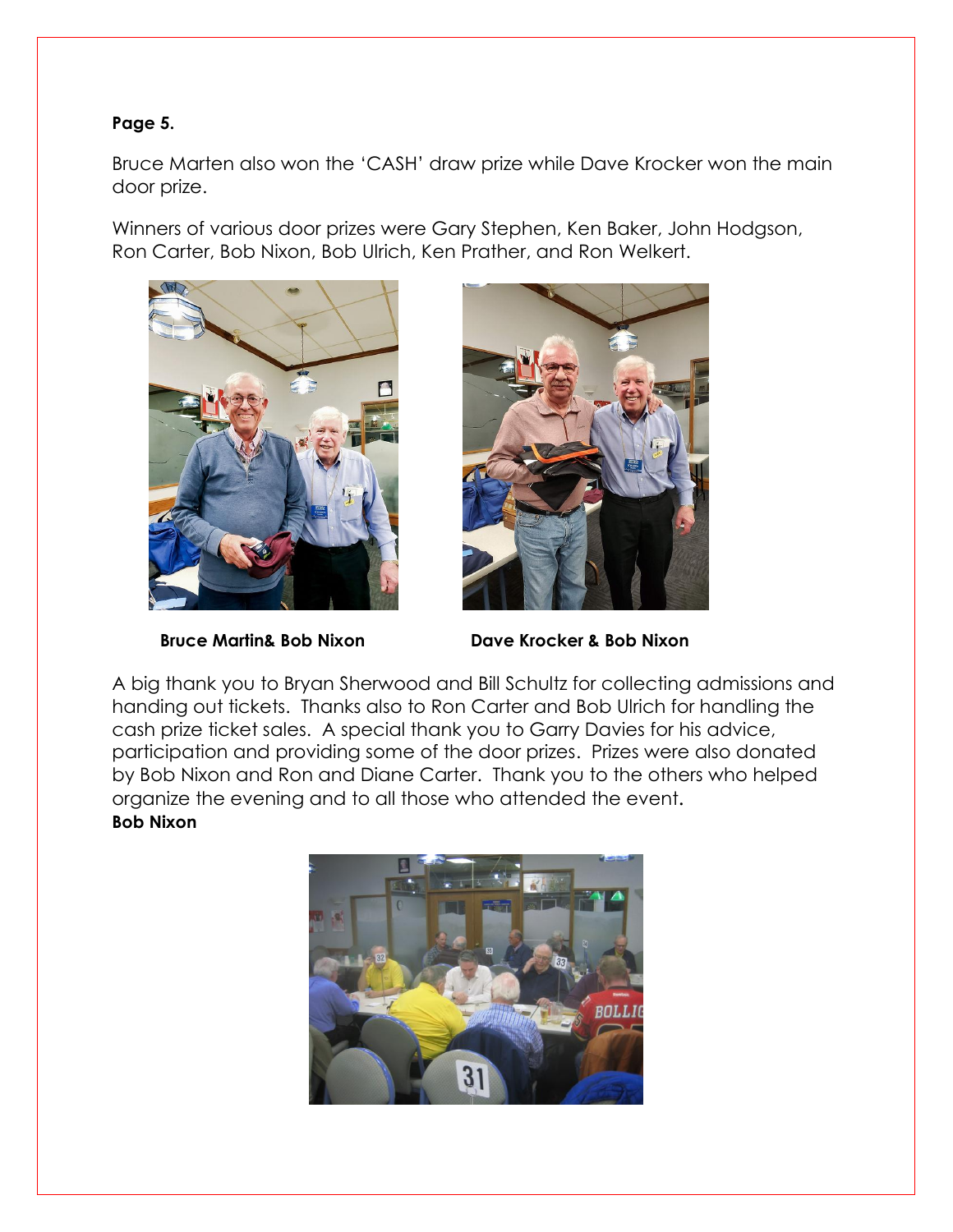**Page 5.**

Bruce Marten also won the 'CASH' draw prize while Dave Krocker won the main door prize.

Winners of various door prizes were Gary Stephen, Ken Baker, John Hodgson, Ron Carter, Bob Nixon, Bob Ulrich, Ken Prather, and Ron Welkert.

**Bruce Martin& Bob Nixon**

**Dave Krocker & Bob Nixon**

A big thank you to Bryan Sherwood and Bill Schultz for collecting admissions and handing out tickets. Thanks also to Ron Carter and Bob Ulrich for handling the cash prize ticket sales. A special thank you to Garry Davies for his advice, participation and providing some of the door prizes. Prizes were also donated by Bob Nixon and Ron and Diane Carter. Thank you to the others who helped organize the evening and to all those who attended the event.

**Bob Nixon**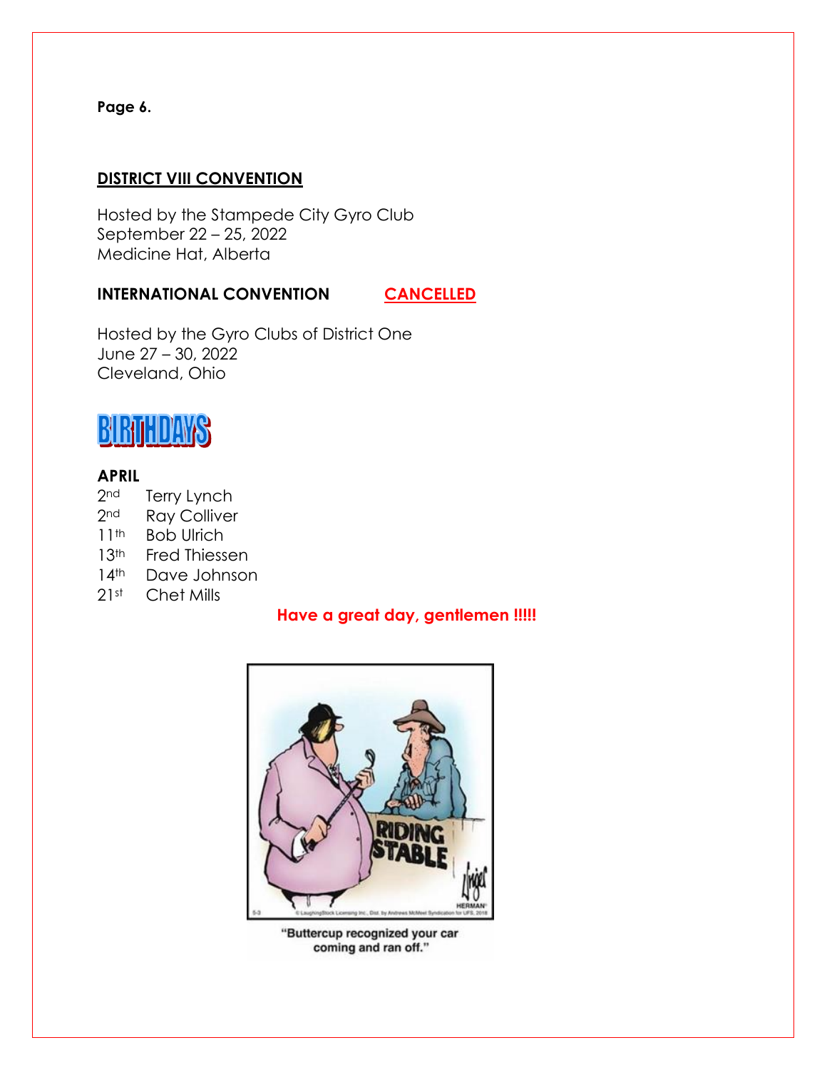## DISTRICT VIII CONVENTION

Hosted by the Stampede City Gyro Club
September 22 – 25, 2022
Medicine Hat, Alberta

## INTERNATIONAL CONVENTION CANCELLED

Hosted by the Gyro Clubs of District One
June 27 – 30, 2022
Cleveland, Ohio

## BIRTHDAYS

**APRIL**

2nd Terry Lynch
2nd Ray Colliver
11th Bob Ulrich
13th Fred Thiessen
14th Dave Johnson
21st Chet Mills

**Have a great day, gentlemen !!!!!**

"Buttercup recognized your car coming and ran off."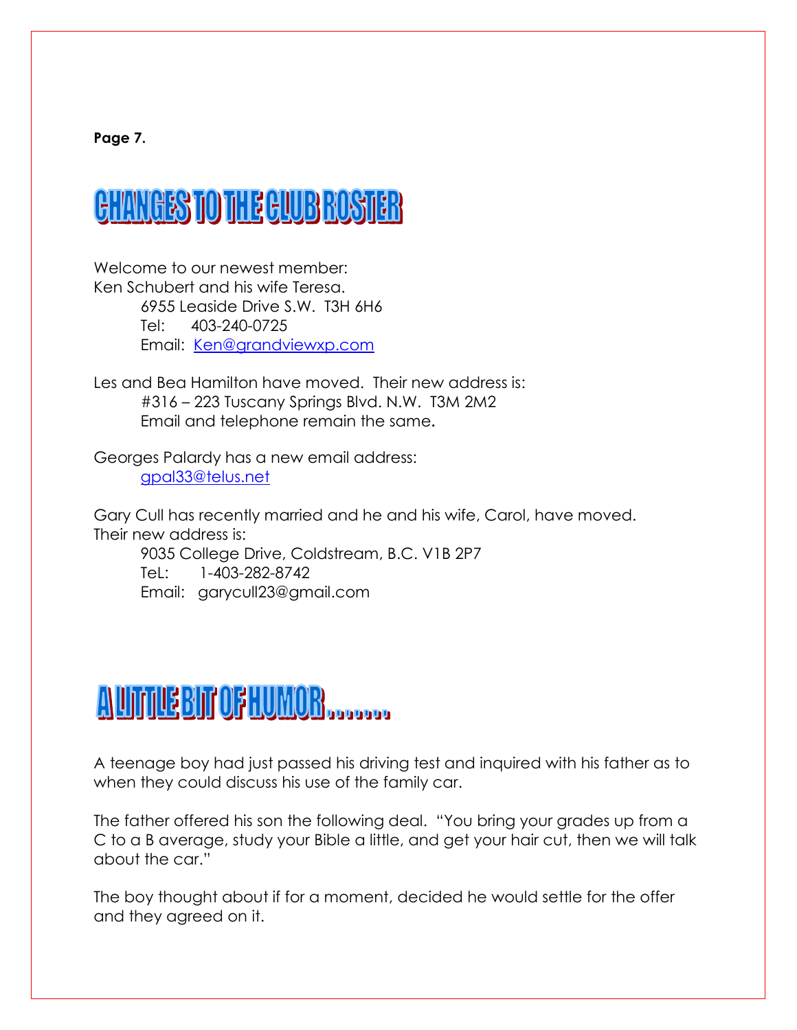**Page 7.**

# CHANGES TO THE CLUB ROSTER

Welcome to our newest member:
Ken Schubert and his wife Teresa.

> 6955 Leaside Drive S.W.  T3H 6H6
> Tel:    403-240-0725
> Email:  Ken@grandviewxp.com

Les and Bea Hamilton have moved.  Their new address is:

> #316 – 223 Tuscany Springs Blvd. N.W.  T3M 2M2
> Email and telephone remain the same.

Georges Palardy has a new email address:

> gpal33@telus.net

Gary Cull has recently married and he and his wife, Carol, have moved. Their new address is:

> 9035 College Drive, Coldstream, B.C. V1B 2P7
> TeL:    1-403-282-8742
> Email:  garycull23@gmail.com

# A LITTLE BIT OF HUMOR........

A teenage boy had just passed his driving test and inquired with his father as to when they could discuss his use of the family car.

The father offered his son the following deal.  "You bring your grades up from a C to a B average, study your Bible a little, and get your hair cut, then we will talk about the car."

The boy thought about if for a moment, decided he would settle for the offer and they agreed on it.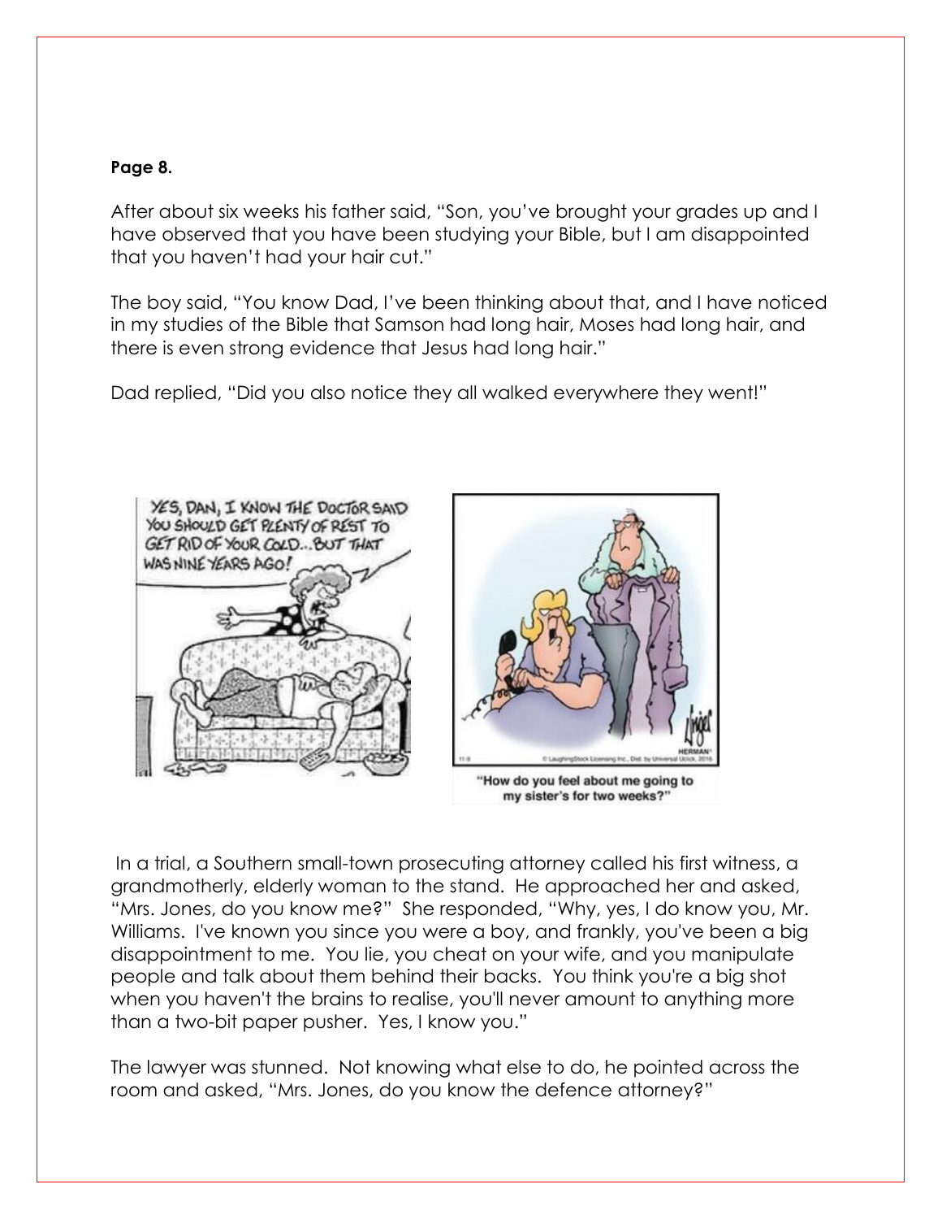**Page 8.**

After about six weeks his father said, "Son, you've brought your grades up and I have observed that you have been studying your Bible, but I am disappointed that you haven't had your hair cut."

The boy said, "You know Dad, I've been thinking about that, and I have noticed in my studies of the Bible that Samson had long hair, Moses had long hair, and there is even strong evidence that Jesus had long hair."

Dad replied, "Did you also notice they all walked everywhere they went!"

"How do you feel about me going to my sister's for two weeks?"

In a trial, a Southern small-town prosecuting attorney called his first witness, a grandmotherly, elderly woman to the stand. He approached her and asked, "Mrs. Jones, do you know me?" She responded, "Why, yes, I do know you, Mr. Williams. I've known you since you were a boy, and frankly, you've been a big disappointment to me. You lie, you cheat on your wife, and you manipulate people and talk about them behind their backs. You think you're a big shot when you haven't the brains to realise, you'll never amount to anything more than a two-bit paper pusher. Yes, I know you."

The lawyer was stunned. Not knowing what else to do, he pointed across the room and asked, "Mrs. Jones, do you know the defence attorney?"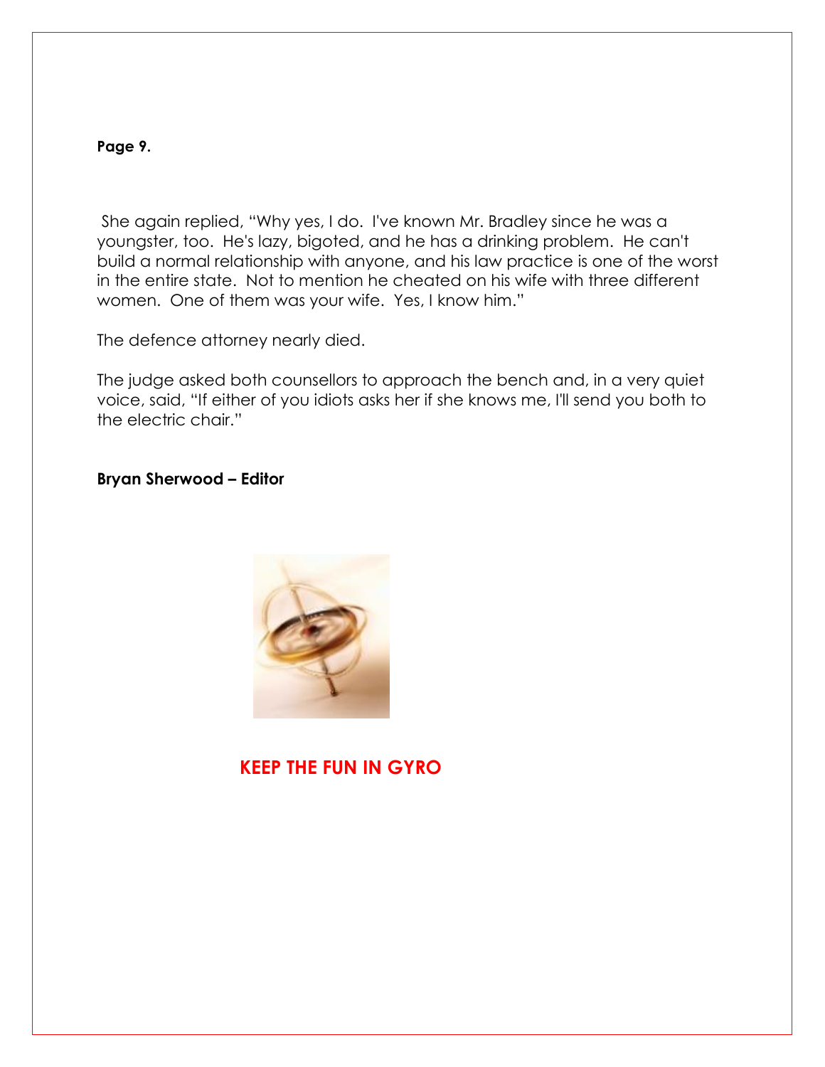She again replied, "Why yes, I do. I've known Mr. Bradley since he was a youngster, too. He's lazy, bigoted, and he has a drinking problem. He can't build a normal relationship with anyone, and his law practice is one of the worst in the entire state. Not to mention he cheated on his wife with three different women. One of them was your wife. Yes, I know him."

The defence attorney nearly died.

The judge asked both counsellors to approach the bench and, in a very quiet voice, said, "If either of you idiots asks her if she knows me, I'll send you both to the electric chair."

**Bryan Sherwood – Editor**

**KEEP THE FUN IN GYRO**